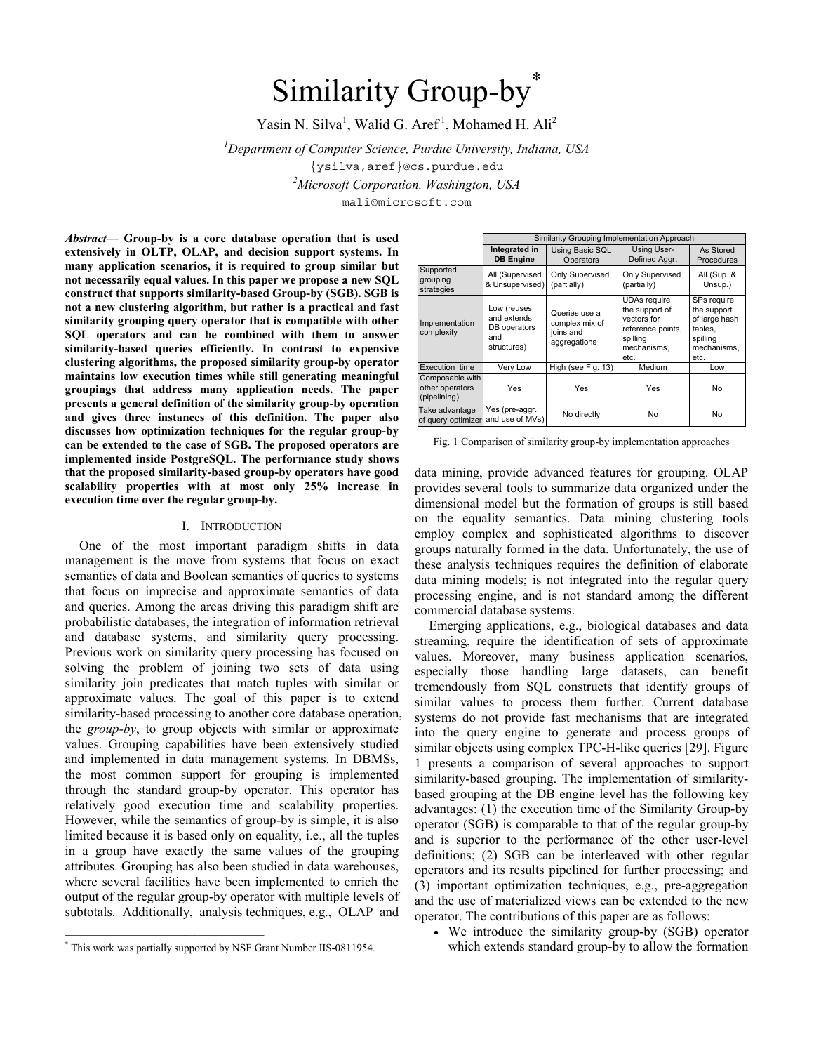# Similarity Group-by*

Yasin N. Silva[1], Walid G. Aref[1], Mohamed H. Ali[2]

[1]Department of Computer Science, Purdue University, Indiana, USA

{ysilva,aref}@cs.purdue.edu

[2]Microsoft Corporation, Washington, USA

mali@microsoft.com

***Abstract*— Group-by is a core database operation that is used extensively in OLTP, OLAP, and decision support systems. In many application scenarios, it is required to group similar but not necessarily equal values. In this paper we propose a new SQL construct that supports similarity-based Group-by (SGB). SGB is not a new clustering algorithm, but rather is a practical and fast similarity grouping query operator that is compatible with other SQL operators and can be combined with them to answer similarity-based queries efficiently. In contrast to expensive clustering algorithms, the proposed similarity group-by operator maintains low execution times while still generating meaningful groupings that address many application needs. The paper presents a general definition of the similarity group-by operation and gives three instances of this definition. The paper also discusses how optimization techniques for the regular group-by can be extended to the case of SGB. The proposed operators are implemented inside PostgreSQL. The performance study shows that the proposed similarity-based group-by operators have good scalability properties with at most only 25% increase in execution time over the regular group-by.**

## I. Introduction

One of the most important paradigm shifts in data management is the move from systems that focus on exact semantics of data and Boolean semantics of queries to systems that focus on imprecise and approximate semantics of data and queries. Among the areas driving this paradigm shift are probabilistic databases, the integration of information retrieval and database systems, and similarity query processing. Previous work on similarity query processing has focused on solving the problem of joining two sets of data using similarity join predicates that match tuples with similar or approximate values. The goal of this paper is to extend similarity-based processing to another core database operation, the *group-by*, to group objects with similar or approximate values. Grouping capabilities have been extensively studied and implemented in data management systems. In DBMSs, the most common support for grouping is implemented through the standard group-by operator. This operator has relatively good execution time and scalability properties. However, while the semantics of group-by is simple, it is also limited because it is based only on equality, i.e., all the tuples in a group have exactly the same values of the grouping attributes. Grouping has also been studied in data warehouses, where several facilities have been implemented to enrich the output of the regular group-by operator with multiple levels of subtotals. Additionally, analysis techniques, e.g., OLAP and data mining, provide advanced features for grouping. OLAP provides several tools to summarize data organized under the dimensional model but the formation of groups is still based on the equality semantics. Data mining clustering tools employ complex and sophisticated algorithms to discover groups naturally formed in the data. Unfortunately, the use of these analysis techniques requires the definition of elaborate data mining models; is not integrated into the regular query processing engine, and is not standard among the different commercial database systems.

| | Similarity Grouping Implementation Approach | | | |
|---|---|---|---|---|
| | **Integrated in DB Engine** | Using Basic SQL Operators | Using User-Defined Aggr. | As Stored Procedures |
| Supported grouping strategies | All (Supervised & Unsupervised) | Only Supervised (partially) | Only Supervised (partially) | All (Sup. & Unsup.) |
| Implementation complexity | Low (reuses and extends DB operators and structures) | Queries use a complex mix of joins and aggregations | UDAs require the support of vectors for reference points, spilling mechanisms, etc. | SPs require the support of large hash tables, spilling mechanisms, etc. |
| Execution time | Very Low | High (see Fig. 13) | Medium | Low |
| Composable with other operators (pipelining) | Yes | Yes | Yes | No |
| Take advantage of query optimizer | Yes (pre-aggr. and use of MVs) | No directly | No | No |

Fig. 1 Comparison of similarity group-by implementation approaches

Emerging applications, e.g., biological databases and data streaming, require the identification of sets of approximate values. Moreover, many business application scenarios, especially those handling large datasets, can benefit tremendously from SQL constructs that identify groups of similar values to process them further. Current database systems do not provide fast mechanisms that are integrated into the query engine to generate and process groups of similar objects using complex TPC-H-like queries [29]. Figure 1 presents a comparison of several approaches to support similarity-based grouping. The implementation of similarity-based grouping at the DB engine level has the following key advantages: (1) the execution time of the Similarity Group-by operator (SGB) is comparable to that of the regular group-by and is superior to the performance of the other user-level definitions; (2) SGB can be interleaved with other regular operators and its results pipelined for further processing; and (3) important optimization techniques, e.g., pre-aggregation and the use of materialized views can be extended to the new operator. The contributions of this paper are as follows:

- We introduce the similarity group-by (SGB) operator which extends standard group-by to allow the formation

* This work was partially supported by NSF Grant Number IIS-0811954.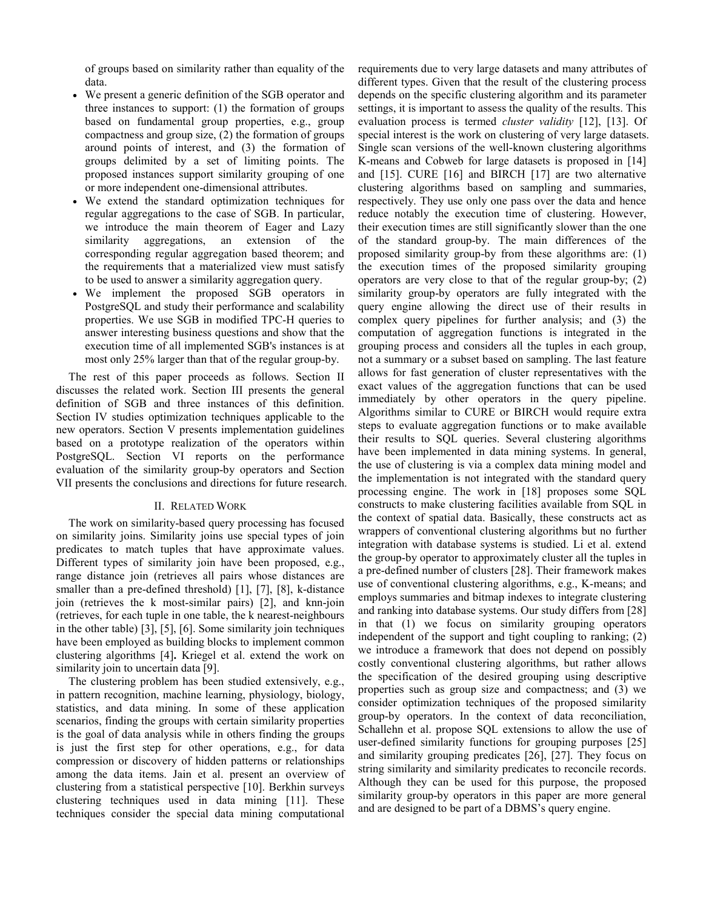of groups based on similarity rather than equality of the data.

- We present a generic definition of the SGB operator and three instances to support: (1) the formation of groups based on fundamental group properties, e.g., group compactness and group size, (2) the formation of groups around points of interest, and (3) the formation of groups delimited by a set of limiting points. The proposed instances support similarity grouping of one or more independent one-dimensional attributes.
- We extend the standard optimization techniques for regular aggregations to the case of SGB. In particular, we introduce the main theorem of Eager and Lazy similarity aggregations, an extension of the corresponding regular aggregation based theorem; and the requirements that a materialized view must satisfy to be used to answer a similarity aggregation query.
- We implement the proposed SGB operators in PostgreSQL and study their performance and scalability properties. We use SGB in modified TPC-H queries to answer interesting business questions and show that the execution time of all implemented SGB's instances is at most only 25% larger than that of the regular group-by.

The rest of this paper proceeds as follows. Section II discusses the related work. Section III presents the general definition of SGB and three instances of this definition. Section IV studies optimization techniques applicable to the new operators. Section V presents implementation guidelines based on a prototype realization of the operators within PostgreSQL. Section VI reports on the performance evaluation of the similarity group-by operators and Section VII presents the conclusions and directions for future research.

## II. Related Work

The work on similarity-based query processing has focused on similarity joins. Similarity joins use special types of join predicates to match tuples that have approximate values. Different types of similarity join have been proposed, e.g., range distance join (retrieves all pairs whose distances are smaller than a pre-defined threshold) [1], [7], [8], k-distance join (retrieves the k most-similar pairs) [2], and knn-join (retrieves, for each tuple in one table, the k nearest-neighbours in the other table) [3], [5], [6]. Some similarity join techniques have been employed as building blocks to implement common clustering algorithms [4]**.** Kriegel et al. extend the work on similarity join to uncertain data [9].

The clustering problem has been studied extensively, e.g., in pattern recognition, machine learning, physiology, biology, statistics, and data mining. In some of these application scenarios, finding the groups with certain similarity properties is the goal of data analysis while in others finding the groups is just the first step for other operations, e.g., for data compression or discovery of hidden patterns or relationships among the data items. Jain et al. present an overview of clustering from a statistical perspective [10]. Berkhin surveys clustering techniques used in data mining [11]. These techniques consider the special data mining computational requirements due to very large datasets and many attributes of different types. Given that the result of the clustering process depends on the specific clustering algorithm and its parameter settings, it is important to assess the quality of the results. This evaluation process is termed *cluster validity* [12], [13]. Of special interest is the work on clustering of very large datasets. Single scan versions of the well-known clustering algorithms K-means and Cobweb for large datasets is proposed in [14] and [15]. CURE [16] and BIRCH [17] are two alternative clustering algorithms based on sampling and summaries, respectively. They use only one pass over the data and hence reduce notably the execution time of clustering. However, their execution times are still significantly slower than the one of the standard group-by. The main differences of the proposed similarity group-by from these algorithms are: (1) the execution times of the proposed similarity grouping operators are very close to that of the regular group-by; (2) similarity group-by operators are fully integrated with the query engine allowing the direct use of their results in complex query pipelines for further analysis; and (3) the computation of aggregation functions is integrated in the grouping process and considers all the tuples in each group, not a summary or a subset based on sampling. The last feature allows for fast generation of cluster representatives with the exact values of the aggregation functions that can be used immediately by other operators in the query pipeline. Algorithms similar to CURE or BIRCH would require extra steps to evaluate aggregation functions or to make available their results to SQL queries. Several clustering algorithms have been implemented in data mining systems. In general, the use of clustering is via a complex data mining model and the implementation is not integrated with the standard query processing engine. The work in [18] proposes some SQL constructs to make clustering facilities available from SQL in the context of spatial data. Basically, these constructs act as wrappers of conventional clustering algorithms but no further integration with database systems is studied. Li et al. extend the group-by operator to approximately cluster all the tuples in a pre-defined number of clusters [28]. Their framework makes use of conventional clustering algorithms, e.g., K-means; and employs summaries and bitmap indexes to integrate clustering and ranking into database systems. Our study differs from [28] in that (1) we focus on similarity grouping operators independent of the support and tight coupling to ranking; (2) we introduce a framework that does not depend on possibly costly conventional clustering algorithms, but rather allows the specification of the desired grouping using descriptive properties such as group size and compactness; and (3) we consider optimization techniques of the proposed similarity group-by operators. In the context of data reconciliation, Schallehn et al. propose SQL extensions to allow the use of user-defined similarity functions for grouping purposes [25] and similarity grouping predicates [26], [27]. They focus on string similarity and similarity predicates to reconcile records. Although they can be used for this purpose, the proposed similarity group-by operators in this paper are more general and are designed to be part of a DBMS's query engine.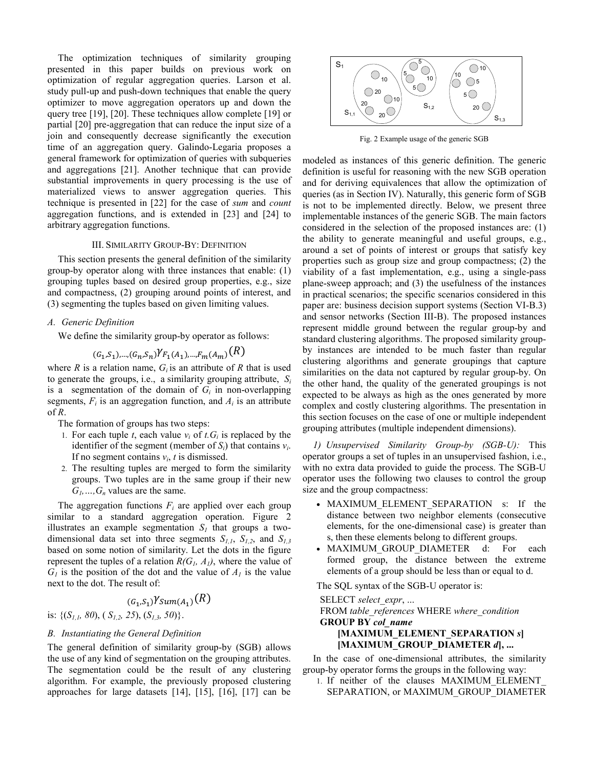The optimization techniques of similarity grouping presented in this paper builds on previous work on optimization of regular aggregation queries. Larson et al. study pull-up and push-down techniques that enable the query optimizer to move aggregation operators up and down the query tree [19], [20]. These techniques allow complete [19] or partial [20] pre-aggregation that can reduce the input size of a join and consequently decrease significantly the execution time of an aggregation query. Galindo-Legaria proposes a general framework for optimization of queries with subqueries and aggregations [21]. Another technique that can provide substantial improvements in query processing is the use of materialized views to answer aggregation queries. This technique is presented in [22] for the case of *sum* and *count* aggregation functions, and is extended in [23] and [24] to arbitrary aggregation functions.

## III. Similarity Group-By: Definition

This section presents the general definition of the similarity group-by operator along with three instances that enable: (1) grouping tuples based on desired group properties, e.g., size and compactness, (2) grouping around points of interest, and (3) segmenting the tuples based on given limiting values.

### A. Generic Definition

We define the similarity group-by operator as follows:

$$_{(G_1,S_1),\ldots,(G_n,S_n)}\gamma_{F_1(A_1),\ldots,F_m(A_m)}(R)$$

where $R$ is a relation name, $G_i$ is an attribute of $R$ that is used to generate the groups, i.e., a similarity grouping attribute, $S_i$ is a segmentation of the domain of $G_i$ in non-overlapping segments, $F_i$ is an aggregation function, and $A_i$ is an attribute of $R$.

The formation of groups has two steps:

1. For each tuple $t$, each value $v_i$ of $t.G_i$ is replaced by the identifier of the segment (member of $S_i$) that contains $v_i$. If no segment contains $v_i$, $t$ is dismissed.
2. The resulting tuples are merged to form the similarity groups. Two tuples are in the same group if their new $G_1,\ldots,G_n$ values are the same.

The aggregation functions $F_i$ are applied over each group similar to a standard aggregation operation. Figure 2 illustrates an example segmentation $S_1$ that groups a two-dimensional data set into three segments $S_{1,1}$, $S_{1,2}$, and $S_{1,3}$ based on some notion of similarity. Let the dots in the figure represent the tuples of a relation $R(G_1, A_1)$, where the value of $G_1$ is the position of the dot and the value of $A_1$ is the value next to the dot. The result of:

$$_{(G_1,S_1)}\gamma_{Sum(A_1)}(R)$$

is: $\{(S_{1,1}, 80), (S_{1,2}, 25), (S_{1,3}, 50)\}$.

Fig. 2 Example usage of the generic SGB

### B. Instantiating the General Definition

The general definition of similarity group-by (SGB) allows the use of any kind of segmentation on the grouping attributes. The segmentation could be the result of any clustering algorithm. For example, the previously proposed clustering approaches for large datasets [14], [15], [16], [17] can be modeled as instances of this generic definition. The generic definition is useful for reasoning with the new SGB operation and for deriving equivalences that allow the optimization of queries (as in Section IV). Naturally, this generic form of SGB is not to be implemented directly. Below, we present three implementable instances of the generic SGB. The main factors considered in the selection of the proposed instances are: (1) the ability to generate meaningful and useful groups, e.g., around a set of points of interest or groups that satisfy key properties such as group size and group compactness; (2) the viability of a fast implementation, e.g., using a single-pass plane-sweep approach; and (3) the usefulness of the instances in practical scenarios; the specific scenarios considered in this paper are: business decision support systems (Section VI-B.3) and sensor networks (Section III-B). The proposed instances represent middle ground between the regular group-by and standard clustering algorithms. The proposed similarity group-by instances are intended to be much faster than regular clustering algorithms and generate groupings that capture similarities on the data not captured by regular group-by. On the other hand, the quality of the generated groupings is not expected to be always as high as the ones generated by more complex and costly clustering algorithms. The presentation in this section focuses on the case of one or multiple independent grouping attributes (multiple independent dimensions).

*1) Unsupervised Similarity Group-by (SGB-U):* This operator groups a set of tuples in an unsupervised fashion, i.e., with no extra data provided to guide the process. The SGB-U operator uses the following two clauses to control the group size and the group compactness:

- MAXIMUM_ELEMENT_SEPARATION s: If the distance between two neighbor elements (consecutive elements, for the one-dimensional case) is greater than s, then these elements belong to different groups.
- MAXIMUM_GROUP_DIAMETER d: For each formed group, the distance between the extreme elements of a group should be less than or equal to d.

The SQL syntax of the SGB-U operator is:

SELECT *select_expr*, ...
FROM *table_references* WHERE *where_condition*
**GROUP BY *col_name***
**[MAXIMUM_ELEMENT_SEPARATION *s*]**
**[MAXIMUM_GROUP_DIAMETER *d*], ...**

In the case of one-dimensional attributes, the similarity group-by operator forms the groups in the following way:

1. If neither of the clauses MAXIMUM_ELEMENT_SEPARATION, or MAXIMUM_GROUP_DIAMETER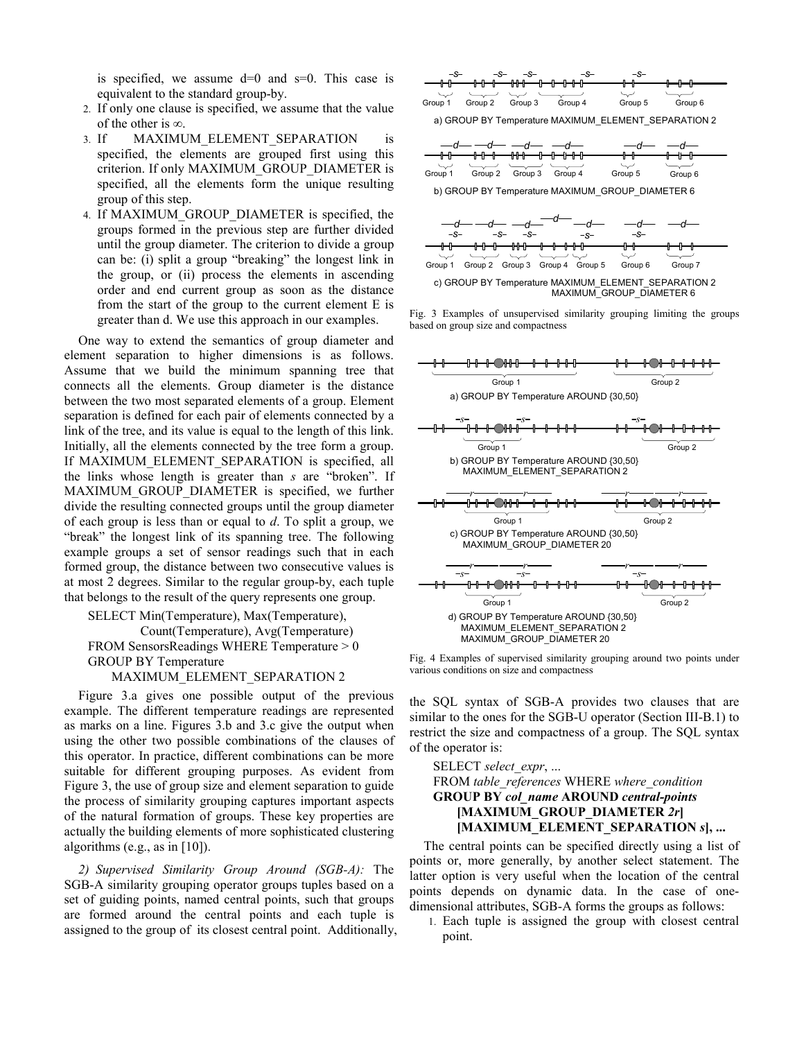is specified, we assume d=0 and s=0. This case is equivalent to the standard group-by.

2. If only one clause is specified, we assume that the value of the other is ∞.
3. If MAXIMUM_ELEMENT_SEPARATION is specified, the elements are grouped first using this criterion. If only MAXIMUM_GROUP_DIAMETER is specified, all the elements form the unique resulting group of this step.
4. If MAXIMUM_GROUP_DIAMETER is specified, the groups formed in the previous step are further divided until the group diameter. The criterion to divide a group can be: (i) split a group "breaking" the longest link in the group, or (ii) process the elements in ascending order and end current group as soon as the distance from the start of the group to the current element E is greater than d. We use this approach in our examples.

One way to extend the semantics of group diameter and element separation to higher dimensions is as follows. Assume that we build the minimum spanning tree that connects all the elements. Group diameter is the distance between the two most separated elements of a group. Element separation is defined for each pair of elements connected by a link of the tree, and its value is equal to the length of this link. Initially, all the elements connected by the tree form a group. If MAXIMUM_ELEMENT_SEPARATION is specified, all the links whose length is greater than *s* are "broken". If MAXIMUM_GROUP_DIAMETER is specified, we further divide the resulting connected groups until the group diameter of each group is less than or equal to *d*. To split a group, we "break" the longest link of its spanning tree. The following example groups a set of sensor readings such that in each formed group, the distance between two consecutive values is at most 2 degrees. Similar to the regular group-by, each tuple that belongs to the result of the query represents one group.

```
SELECT Min(Temperature), Max(Temperature),
       Count(Temperature), Avg(Temperature)
FROM SensorsReadings WHERE Temperature > 0
GROUP BY Temperature
    MAXIMUM_ELEMENT_SEPARATION 2
```

Figure 3.a gives one possible output of the previous example. The different temperature readings are represented as marks on a line. Figures 3.b and 3.c give the output when using the other two possible combinations of the clauses of this operator. In practice, different combinations can be more suitable for different grouping purposes. As evident from Figure 3, the use of group size and element separation to guide the process of similarity grouping captures important aspects of the natural formation of groups. These key properties are actually the building elements of more sophisticated clustering algorithms (e.g., as in [10]).

*2) Supervised Similarity Group Around (SGB-A):* The SGB-A similarity grouping operator groups tuples based on a set of guiding points, named central points, such that groups are formed around the central points and each tuple is assigned to the group of its closest central point. Additionally,

a) GROUP BY Temperature MAXIMUM_ELEMENT_SEPARATION 2

b) GROUP BY Temperature MAXIMUM_GROUP_DIAMETER 6

c) GROUP BY Temperature MAXIMUM_ELEMENT_SEPARATION 2 MAXIMUM_GROUP_DIAMETER 6

Fig. 3 Examples of unsupervised similarity grouping limiting the groups based on group size and compactness

a) GROUP BY Temperature AROUND {30,50}

b) GROUP BY Temperature AROUND {30,50} MAXIMUM_ELEMENT_SEPARATION 2

c) GROUP BY Temperature AROUND {30,50} MAXIMUM_GROUP_DIAMETER 20

d) GROUP BY Temperature AROUND {30,50} MAXIMUM_ELEMENT_SEPARATION 2 MAXIMUM_GROUP_DIAMETER 20

Fig. 4 Examples of supervised similarity grouping around two points under various conditions on size and compactness

the SQL syntax of SGB-A provides two clauses that are similar to the ones for the SGB-U operator (Section III-B.1) to restrict the size and compactness of a group. The SQL syntax of the operator is:

SELECT *select_expr*, ...
FROM *table_references* WHERE *where_condition*
**GROUP BY *col_name* AROUND *central-points***
**[MAXIMUM_GROUP_DIAMETER *2r*]**
**[MAXIMUM_ELEMENT_SEPARATION *s*], ...**

The central points can be specified directly using a list of points or, more generally, by another select statement. The latter option is very useful when the location of the central points depends on dynamic data. In the case of one-dimensional attributes, SGB-A forms the groups as follows:

1. Each tuple is assigned the group with closest central point.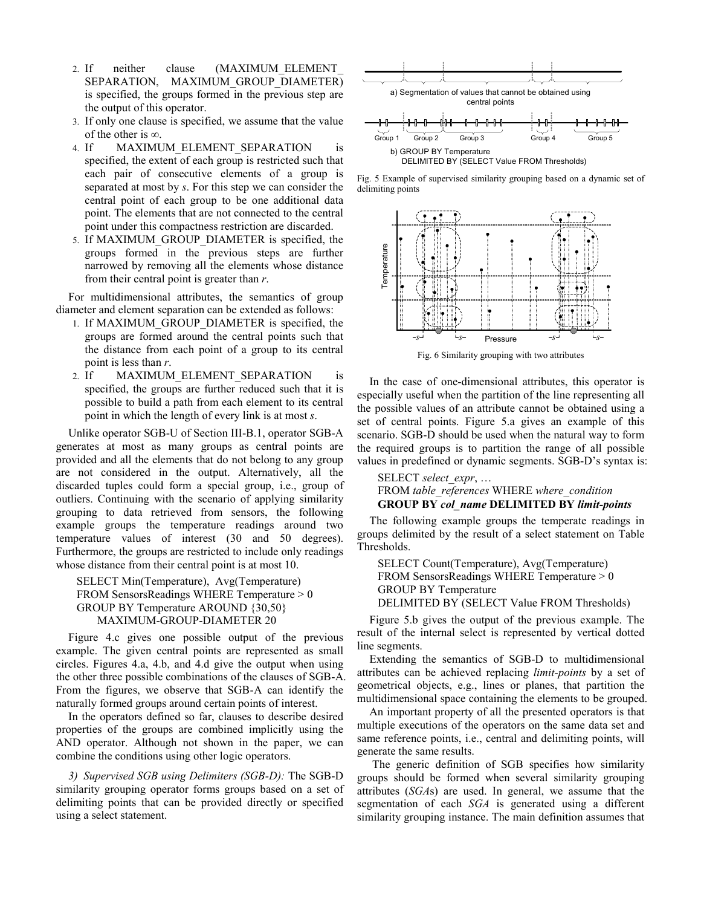2. If neither clause (MAXIMUM_ELEMENT_SEPARATION, MAXIMUM_GROUP_DIAMETER) is specified, the groups formed in the previous step are the output of this operator.
3. If only one clause is specified, we assume that the value of the other is ∞.
4. If MAXIMUM_ELEMENT_SEPARATION is specified, the extent of each group is restricted such that each pair of consecutive elements of a group is separated at most by *s*. For this step we can consider the central point of each group to be one additional data point. The elements that are not connected to the central point under this compactness restriction are discarded.
5. If MAXIMUM_GROUP_DIAMETER is specified, the groups formed in the previous steps are further narrowed by removing all the elements whose distance from their central point is greater than *r*.

For multidimensional attributes, the semantics of group diameter and element separation can be extended as follows:

1. If MAXIMUM_GROUP_DIAMETER is specified, the groups are formed around the central points such that the distance from each point of a group to its central point is less than *r*.
2. If MAXIMUM_ELEMENT_SEPARATION is specified, the groups are further reduced such that it is possible to build a path from each element to its central point in which the length of every link is at most *s*.

Unlike operator SGB-U of Section III-B.1, operator SGB-A generates at most as many groups as central points are provided and all the elements that do not belong to any group are not considered in the output. Alternatively, all the discarded tuples could form a special group, i.e., group of outliers. Continuing with the scenario of applying similarity grouping to data retrieved from sensors, the following example groups the temperature readings around two temperature values of interest (30 and 50 degrees). Furthermore, the groups are restricted to include only readings whose distance from their central point is at most 10.

```
SELECT Min(Temperature), Avg(Temperature)
FROM SensorsReadings WHERE Temperature > 0
GROUP BY Temperature AROUND {30,50}
    MAXIMUM-GROUP-DIAMETER 20
```

Figure 4.c gives one possible output of the previous example. The given central points are represented as small circles. Figures 4.a, 4.b, and 4.d give the output when using the other three possible combinations of the clauses of SGB-A. From the figures, we observe that SGB-A can identify the naturally formed groups around certain points of interest.

In the operators defined so far, clauses to describe desired properties of the groups are combined implicitly using the AND operator. Although not shown in the paper, we can combine the conditions using other logic operators.

*3) Supervised SGB using Delimiters (SGB-D):* The SGB-D similarity grouping operator forms groups based on a set of delimiting points that can be provided directly or specified using a select statement.

a) Segmentation of values that cannot be obtained using central points

b) GROUP BY Temperature DELIMITED BY (SELECT Value FROM Thresholds)

Fig. 5 Example of supervised similarity grouping based on a dynamic set of delimiting points

Fig. 6 Similarity grouping with two attributes

In the case of one-dimensional attributes, this operator is especially useful when the partition of the line representing all the possible values of an attribute cannot be obtained using a set of central points. Figure 5.a gives an example of this scenario. SGB-D should be used when the natural way to form the required groups is to partition the range of all possible values in predefined or dynamic segments. SGB-D's syntax is:

SELECT *select_expr*, …
FROM *table_references* WHERE *where_condition*
**GROUP BY *col_name* DELIMITED BY *limit-points***

The following example groups the temperate readings in groups delimited by the result of a select statement on Table Thresholds.

```
SELECT Count(Temperature), Avg(Temperature)
FROM SensorsReadings WHERE Temperature > 0
GROUP BY Temperature
DELIMITED BY (SELECT Value FROM Thresholds)
```

Figure 5.b gives the output of the previous example. The result of the internal select is represented by vertical dotted line segments.

Extending the semantics of SGB-D to multidimensional attributes can be achieved replacing *limit-points* by a set of geometrical objects, e.g., lines or planes, that partition the multidimensional space containing the elements to be grouped.

An important property of all the presented operators is that multiple executions of the operators on the same data set and same reference points, i.e., central and delimiting points, will generate the same results.

The generic definition of SGB specifies how similarity groups should be formed when several similarity grouping attributes (*SGA*s) are used. In general, we assume that the segmentation of each *SGA* is generated using a different similarity grouping instance. The main definition assumes that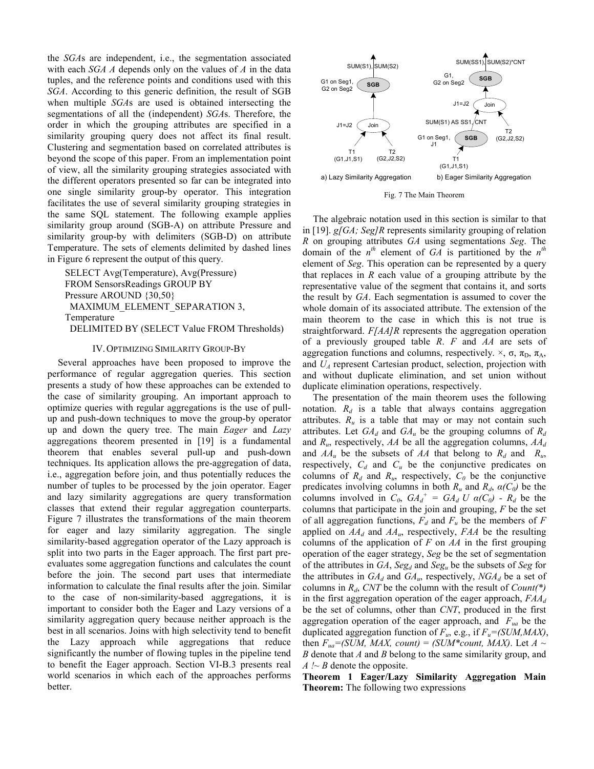the *SGA*s are independent, i.e., the segmentation associated with each *SGA A* depends only on the values of *A* in the data tuples, and the reference points and conditions used with this *SGA*. According to this generic definition, the result of SGB when multiple *SGA*s are used is obtained intersecting the segmentations of all the (independent) *SGA*s. Therefore, the order in which the grouping attributes are specified in a similarity grouping query does not affect its final result. Clustering and segmentation based on correlated attributes is beyond the scope of this paper. From an implementation point of view, all the similarity grouping strategies associated with the different operators presented so far can be integrated into one single similarity group-by operator. This integration facilitates the use of several similarity grouping strategies in the same SQL statement. The following example applies similarity group around (SGB-A) on attribute Pressure and similarity group-by with delimiters (SGB-D) on attribute Temperature. The sets of elements delimited by dashed lines in Figure 6 represent the output of this query.

```
SELECT Avg(Temperature), Avg(Pressure)
FROM SensorsReadings GROUP BY
Pressure AROUND {30,50}
  MAXIMUM_ELEMENT_SEPARATION 3,
Temperature
  DELIMITED BY (SELECT Value FROM Thresholds)
```

## IV. Optimizing Similarity Group-By

Several approaches have been proposed to improve the performance of regular aggregation queries. This section presents a study of how these approaches can be extended to the case of similarity grouping. An important approach to optimize queries with regular aggregations is the use of pull-up and push-down techniques to move the group-by operator up and down the query tree. The main *Eager* and *Lazy* aggregations theorem presented in [19] is a fundamental theorem that enables several pull-up and push-down techniques. Its application allows the pre-aggregation of data, i.e., aggregation before join, and thus potentially reduces the number of tuples to be processed by the join operator. Eager and lazy similarity aggregations are query transformation classes that extend their regular aggregation counterparts. Figure 7 illustrates the transformations of the main theorem for eager and lazy similarity aggregation. The single similarity-based aggregation operator of the Lazy approach is split into two parts in the Eager approach. The first part pre-evaluates some aggregation functions and calculates the count before the join. The second part uses that intermediate information to calculate the final results after the join. Similar to the case of non-similarity-based aggregations, it is important to consider both the Eager and Lazy versions of a similarity aggregation query because neither approach is the best in all scenarios. Joins with high selectivity tend to benefit the Lazy approach while aggregations that reduce significantly the number of flowing tuples in the pipeline tend to benefit the Eager approach. Section VI-B.3 presents real world scenarios in which each of the approaches performs better.

SUM(S1), SUM(S2)
G1 on Seg1, G2 on Seg2
SGB
J1=J2
Join
T1 (G1,J1,S1)
T2 (G2,J2,S2)
a) Lazy Similarity Aggregation

SUM(SS1), SUM(S2)*CNT
G1, G2 on Seg2
SGB
J1=J2
Join
SUM(S1) AS SS1, CNT
G1 on Seg1, J1
SGB
T1 (G1,J1,S1)
T2 (G2,J2,S2)
b) Eager Similarity Aggregation

Fig. 7 The Main Theorem

The algebraic notation used in this section is similar to that in [19]. *g[GA; Seg]R* represents similarity grouping of relation *R* on grouping attributes *GA* using segmentations *Seg*. The domain of the $n^{th}$ element of *GA* is partitioned by the $n^{th}$ element of *Seg*. This operation can be represented by a query that replaces in *R* each value of a grouping attribute by the representative value of the segment that contains it, and sorts the result by *GA*. Each segmentation is assumed to cover the whole domain of its associated attribute. The extension of the main theorem to the case in which this is not true is straightforward. *F[AA]R* represents the aggregation operation of a previously grouped table *R*. *F* and *AA* are sets of aggregation functions and columns, respectively. $\times$, $\sigma$, $\pi_D$, $\pi_A$, and $U_A$ represent Cartesian product, selection, projection with and without duplicate elimination, and set union without duplicate elimination operations, respectively.

The presentation of the main theorem uses the following notation. $R_d$ is a table that always contains aggregation attributes. $R_u$ is a table that may or may not contain such attributes. Let $GA_d$ and $GA_u$ be the grouping columns of $R_d$ and $R_u$, respectively, *AA* be all the aggregation columns, $AA_d$ and $AA_u$ be the subsets of *AA* that belong to $R_d$ and $R_u$, respectively, $C_d$ and $C_u$ be the conjunctive predicates on columns of $R_d$ and $R_u$, respectively, $C_0$ be the conjunctive predicates involving columns in both $R_u$ and $R_d$, $\alpha(C_0)$ be the columns involved in $C_0$, $GA_d^+ = GA_d \, U \, \alpha(C_0) - R_d$ be the columns that participate in the join and grouping, *F* be the set of all aggregation functions, $F_d$ and $F_u$ be the members of *F* applied on $AA_d$ and $AA_u$, respectively, *FAA* be the resulting columns of the application of *F* on *AA* in the first grouping operation of the eager strategy, *Seg* be the set of segmentation of the attributes in *GA*, $Seg_d$ and $Seg_u$ be the subsets of *Seg* for the attributes in $GA_d$ and $GA_u$, respectively, $NGA_d$ be a set of columns in $R_d$, *CNT* be the column with the result of *Count(\*)* in the first aggregation operation of the eager approach, $FAA_d$ be the set of columns, other than *CNT*, produced in the first aggregation operation of the eager approach, and $F_{ua}$ be the duplicated aggregation function of $F_u$, e.g., if $F_u$*=(SUM,MAX)*, then $F_{ua}$*=(SUM, MAX, count) = (SUM\*count, MAX)*. Let $A \sim B$ denote that *A* and *B* belong to the same similarity group, and $A \,!\!\sim B$ denote the opposite.

**Theorem 1 Eager/Lazy Similarity Aggregation Main Theorem:** The following two expressions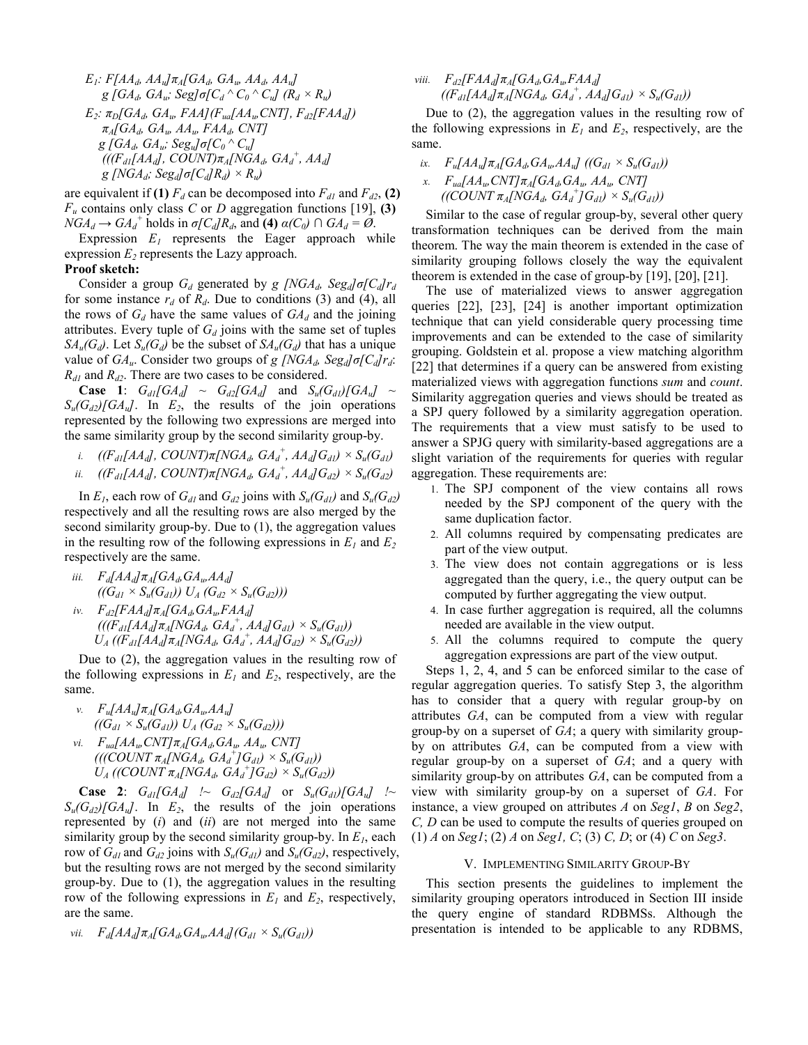$E_1$: $F[AA_d, AA_u]\pi_A[GA_d, GA_u, AA_d, AA_u]$
$g\,[GA_d, GA_u; Seg]\sigma[C_d \wedge C_0 \wedge C_u]\ (R_d \times R_u)$

$E_2$: $\pi_D[GA_d, GA_u, FAA](F_{ua}[AA_u, CNT], F_{d2}[FAA_d])$
$\pi_A[GA_d, GA_u, AA_u, FAA_d, CNT]$
$g\,[GA_d, GA_u; Seg_u]\sigma[C_0 \wedge C_u]$
$(((F_{d1}[AA_d], COUNT)\pi_A[NGA_d, GA_d^+, AA_d]$
$g\,[NGA_d; Seg_d]\sigma[C_d]R_d) \times R_u)$

are equivalent if **(1)** $F_d$ can be decomposed into $F_{d1}$ and $F_{d2}$, **(2)** $F_u$ contains only class $C$ or $D$ aggregation functions [19], **(3)** $NGA_d \rightarrow GA_d^+$ holds in $\sigma[C_d]R_d$, and **(4)** $\alpha(C_0) \cap GA_d = \emptyset$.

Expression $E_1$ represents the Eager approach while expression $E_2$ represents the Lazy approach.

**Proof sketch:**

Consider a group $G_d$ generated by $g\,[NGA_d, Seg_d]\sigma[C_d]r_d$ for some instance $r_d$ of $R_d$. Due to conditions (3) and (4), all the rows of $G_d$ have the same values of $GA_d$ and the joining attributes. Every tuple of $G_d$ joins with the same set of tuples $SA_u(G_d)$. Let $S_u(G_d)$ be the subset of $SA_u(G_d)$ that has a unique value of $GA_u$. Consider two groups of $g\,[NGA_d, Seg_d]\sigma[C_d]r_d$: $R_{d1}$ and $R_{d2}$. There are two cases to be considered.

**Case 1**: $G_{d1}[GA_d] \sim G_{d2}[GA_d]$ and $S_u(G_{d1})[GA_u] \sim S_u(G_{d2})[GA_u]$. In $E_2$, the results of the join operations represented by the following two expressions are merged into the same similarity group by the second similarity group-by.

i. $((F_{d1}[AA_d], COUNT)\pi[NGA_d, GA_d^+, AA_d]G_{d1}) \times S_u(G_{d1})$
ii. $((F_{d1}[AA_d], COUNT)\pi[NGA_d, GA_d^+, AA_d]G_{d2}) \times S_u(G_{d2})$

In $E_1$, each row of $G_{d1}$ and $G_{d2}$ joins with $S_u(G_{d1})$ and $S_u(G_{d2})$ respectively and all the resulting rows are also merged by the second similarity group-by. Due to (1), the aggregation values in the resulting row of the following expressions in $E_1$ and $E_2$ respectively are the same.

iii. $F_d[AA_d]\pi_A[GA_d, GA_u, AA_d]$
$((G_{d1} \times S_u(G_{d1}))\ U_A\ (G_{d2} \times S_u(G_{d2})))$
iv. $F_{d2}[FAA_d]\pi_A[GA_d, GA_u, FAA_d]$
$(((F_{d1}[AA_d]\pi_A[NGA_d, GA_d^+, AA_d]G_{d1}) \times S_u(G_{d1}))$
$U_A\ ((F_{d1}[AA_d]\pi_A[NGA_d, GA_d^+, AA_d]G_{d2}) \times S_u(G_{d2}))$

Due to (2), the aggregation values in the resulting row of the following expressions in $E_1$ and $E_2$, respectively, are the same.

v. $F_u[AA_u]\pi_A[GA_d, GA_u, AA_u]$
$((G_{d1} \times S_u(G_{d1}))\ U_A\ (G_{d2} \times S_u(G_{d2})))$
vi. $F_{ua}[AA_u, CNT]\pi_A[GA_d, GA_u, AA_u, CNT]$
$(((COUNT\ \pi_A[NGA_d, GA_d^+]G_{d1}) \times S_u(G_{d1}))$
$U_A\ ((COUNT\ \pi_A[NGA_d, GA_d^+]G_{d2}) \times S_u(G_{d2}))$

**Case 2**: $G_{d1}[GA_d]\ !\!\sim G_{d2}[GA_d]$ or $S_u(G_{d1})[GA_u]\ !\!\sim S_u(G_{d2})[GA_u]$. In $E_2$, the results of the join operations represented by (*i*) and (*ii*) are not merged into the same similarity group by the second similarity group-by. In $E_1$, each row of $G_{d1}$ and $G_{d2}$ joins with $S_u(G_{d1})$ and $S_u(G_{d2})$, respectively, but the resulting rows are not merged by the second similarity group-by. Due to (1), the aggregation values in the resulting row of the following expressions in $E_1$ and $E_2$, respectively, are the same.

vii. $F_d[AA_d]\pi_A[GA_d, GA_u, AA_d](G_{d1} \times S_u(G_{d1}))$
viii. $F_{d2}[FAA_d]\pi_A[GA_d, GA_u, FAA_d]$
$((F_{d1}[AA_d]\pi_A[NGA_d, GA_d^+, AA_d]G_{d1}) \times S_u(G_{d1}))$

Due to (2), the aggregation values in the resulting row of the following expressions in $E_1$ and $E_2$, respectively, are the same.

ix. $F_u[AA_u]\pi_A[GA_d, GA_u, AA_u]\ ((G_{d1} \times S_u(G_{d1}))$
x. $F_{ua}[AA_u, CNT]\pi_A[GA_d, GA_u, AA_u, CNT]$
$((COUNT\ \pi_A[NGA_d, GA_d^+]G_{d1}) \times S_u(G_{d1}))$

Similar to the case of regular group-by, several other query transformation techniques can be derived from the main theorem. The way the main theorem is extended in the case of similarity grouping follows closely the way the equivalent theorem is extended in the case of group-by [19], [20], [21].

The use of materialized views to answer aggregation queries [22], [23], [24] is another important optimization technique that can yield considerable query processing time improvements and can be extended to the case of similarity grouping. Goldstein et al. propose a view matching algorithm [22] that determines if a query can be answered from existing materialized views with aggregation functions *sum* and *count*. Similarity aggregation queries and views should be treated as a SPJ query followed by a similarity aggregation operation. The requirements that a view must satisfy to be used to answer a SPJG query with similarity-based aggregations are a slight variation of the requirements for queries with regular aggregation. These requirements are:

1. The SPJ component of the view contains all rows needed by the SPJ component of the query with the same duplication factor.
2. All columns required by compensating predicates are part of the view output.
3. The view does not contain aggregations or is less aggregated than the query, i.e., the query output can be computed by further aggregating the view output.
4. In case further aggregation is required, all the columns needed are available in the view output.
5. All the columns required to compute the query aggregation expressions are part of the view output.

Steps 1, 2, 4, and 5 can be enforced similar to the case of regular aggregation queries. To satisfy Step 3, the algorithm has to consider that a query with regular group-by on attributes *GA*, can be computed from a view with regular group-by on a superset of *GA*; a query with similarity group-by on attributes *GA*, can be computed from a view with regular group-by on a superset of *GA*; and a query with similarity group-by on attributes *GA*, can be computed from a view with similarity group-by on a superset of *GA*. For instance, a view grouped on attributes *A* on *Seg1*, *B* on *Seg2*, *C, D* can be used to compute the results of queries grouped on (1) *A* on *Seg1*; (2) *A* on *Seg1, C*; (3) *C, D*; or (4) *C* on *Seg3*.

## V. Implementing Similarity Group-By

This section presents the guidelines to implement the similarity grouping operators introduced in Section III inside the query engine of standard RDBMSs. Although the presentation is intended to be applicable to any RDBMS,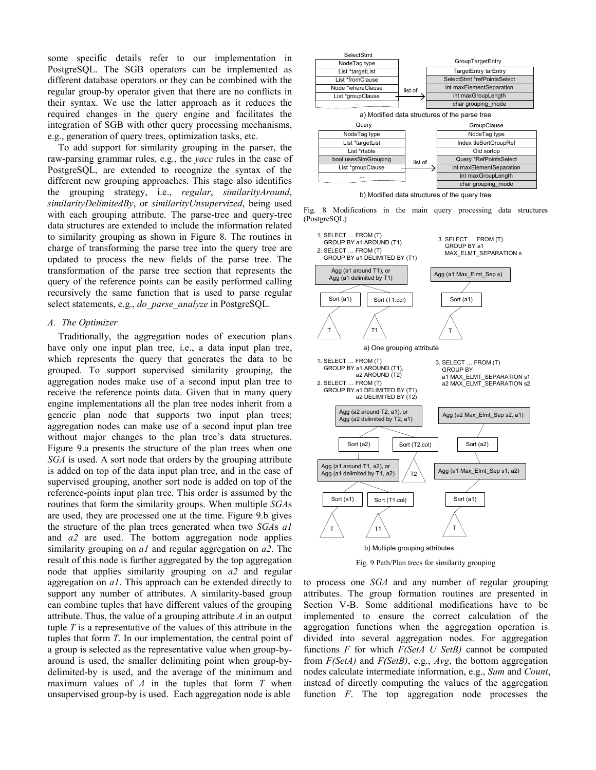some specific details refer to our implementation in PostgreSQL. The SGB operators can be implemented as different database operators or they can be combined with the regular group-by operator given that there are no conflicts in their syntax. We use the latter approach as it reduces the required changes in the query engine and facilitates the integration of SGB with other query processing mechanisms, e.g., generation of query trees, optimization tasks, etc.

To add support for similarity grouping in the parser, the raw-parsing grammar rules, e.g., the *yacc* rules in the case of PostgreSQL, are extended to recognize the syntax of the different new grouping approaches. This stage also identifies the grouping strategy, i.e., *regular*, *similarityAround*, *similarityDelimitedBy*, or *similarityUnsupervized*, being used with each grouping attribute. The parse-tree and query-tree data structures are extended to include the information related to similarity grouping as shown in Figure 8. The routines in charge of transforming the parse tree into the query tree are updated to process the new fields of the parse tree. The transformation of the parse tree section that represents the query of the reference points can be easily performed calling recursively the same function that is used to parse regular select statements, e.g., *do_parse_analyze* in PostgreSQL.

### *A. The Optimizer*

Traditionally, the aggregation nodes of execution plans have only one input plan tree, i.e., a data input plan tree, which represents the query that generates the data to be grouped. To support supervised similarity grouping, the aggregation nodes make use of a second input plan tree to receive the reference points data. Given that in many query engine implementations all the plan tree nodes inherit from a generic plan node that supports two input plan trees; aggregation nodes can make use of a second input plan tree without major changes to the plan tree's data structures. Figure 9.a presents the structure of the plan trees when one *SGA* is used. A sort node that orders by the grouping attribute is added on top of the data input plan tree, and in the case of supervised grouping, another sort node is added on top of the reference-points input plan tree. This order is assumed by the routines that form the similarity groups. When multiple *SGA*s are used, they are processed one at the time. Figure 9.b gives the structure of the plan trees generated when two *SGA*s *a1* and *a2* are used. The bottom aggregation node applies similarity grouping on *a1* and regular aggregation on *a2*. The result of this node is further aggregated by the top aggregation node that applies similarity grouping on *a2* and regular aggregation on *a1*. This approach can be extended directly to support any number of attributes. A similarity-based group can combine tuples that have different values of the grouping attribute. Thus, the value of a grouping attribute *A* in an output tuple *T* is a representative of the values of this attribute in the tuples that form *T*. In our implementation, the central point of a group is selected as the representative value when group-by-around is used, the smaller delimiting point when group-by-delimited-by is used, and the average of the minimum and maximum values of *A* in the tuples that form *T* when unsupervised group-by is used. Each aggregation node is able to process one *SGA* and any number of regular grouping attributes. The group formation routines are presented in Section V-B. Some additional modifications have to be implemented to ensure the correct calculation of the aggregation functions when the aggregation operation is divided into several aggregation nodes. For aggregation functions *F* for which *F(SetA U SetB)* cannot be computed from *F(SetA)* and *F(SetB)*, e.g., *Avg*, the bottom aggregation nodes calculate intermediate information, e.g., *Sum* and *Count*, instead of directly computing the values of the aggregation function *F*. The top aggregation node processes the

SelectStmt
NodeTag type
List *targetList
List *fromClause
Node *whereClause
List *groupClause
...
list of
GroupTargetEntry
TargetEntry tarEntry
SelectStmt *refPointsSelect
int maxElementSeparation
int maxGroupLength
char grouping_mode

a) Modified data structures of the parse tree

Query
NodeTag type
List *targetList
List *rtable
bool usesSimGrouping
List *groupClause
...
list of
GroupClause
NodeTag type
Index tleSortGroupRef
Oid sortop
Query *RefPointsSelect
int maxElementSeparation
int maxGroupLength
char grouping_mode

b) Modified data structures of the query tree

Fig. 8 Modifications in the main query processing data structures (PostgreSQL)

1. SELECT … FROM (T) GROUP BY a1 AROUND (T1)
2. SELECT … FROM (T) GROUP BY a1 DELIMITED BY (T1)
3. SELECT … FROM (T) GROUP BY a1 MAX_ELMT_SEPARATION s
Agg (a1 around T1), or Agg (a1 delimited by T1)
Agg (a1 Max_Elmt_Sep s)
Sort (a1)
Sort (T1.col)
Sort (a1)
T
T1
T

a) One grouping attribute

1. SELECT … FROM (T) GROUP BY a1 AROUND (T1), a2 AROUND (T2)
2. SELECT … FROM (T) GROUP BY a1 DELIMITED BY (T1), a2 DELIMITED BY (T2)
3. SELECT … FROM (T) GROUP BY a1 MAX_ELMT_SEPARATION s1, a2 MAX_ELMT_SEPARATION s2
Agg (a2 around T2, a1), or Agg (a2 delimited by T2, a1)
Agg (a2 Max_Elmt_Sep s2, a1)
Sort (a2)
Sort (T2.col)
Sort (a2)
Agg (a1 around T1, a2), or Agg (a1 delimited by T1, a2)
T2
Agg (a1 Max_Elmt_Sep s1, a2)
Sort (a1)
Sort (T1.col)
Sort (a1)
T
T1
T

b) Multiple grouping attributes

Fig. 9 Path/Plan trees for similarity grouping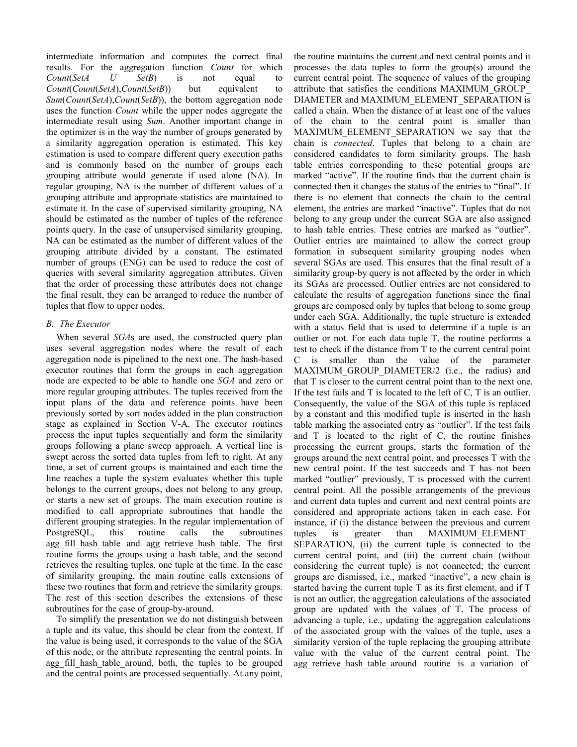intermediate information and computes the correct final results. For the aggregation function *Count* for which *Count*(*SetA U SetB*) is not equal to *Count*(*Count*(*SetA*),*Count*(*SetB*)) but equivalent to *Sum*(*Count*(*SetA*),*Count*(*SetB*)), the bottom aggregation node uses the function *Count* while the upper nodes aggregate the intermediate result using *Sum*. Another important change in the optimizer is in the way the number of groups generated by a similarity aggregation operation is estimated. This key estimation is used to compare different query execution paths and is commonly based on the number of groups each grouping attribute would generate if used alone (NA). In regular grouping, NA is the number of different values of a grouping attribute and appropriate statistics are maintained to estimate it. In the case of supervised similarity grouping, NA should be estimated as the number of tuples of the reference points query. In the case of unsupervised similarity grouping, NA can be estimated as the number of different values of the grouping attribute divided by a constant. The estimated number of groups (ENG) can be used to reduce the cost of queries with several similarity aggregation attributes. Given that the order of processing these attributes does not change the final result, they can be arranged to reduce the number of tuples that flow to upper nodes.

### *B. The Executor*

When several *SGA*s are used, the constructed query plan uses several aggregation nodes where the result of each aggregation node is pipelined to the next one. The hash-based executor routines that form the groups in each aggregation node are expected to be able to handle one *SGA* and zero or more regular grouping attributes. The tuples received from the input plans of the data and reference points have been previously sorted by sort nodes added in the plan construction stage as explained in Section V-A. The executor routines process the input tuples sequentially and form the similarity groups following a plane sweep approach. A vertical line is swept across the sorted data tuples from left to right. At any time, a set of current groups is maintained and each time the line reaches a tuple the system evaluates whether this tuple belongs to the current groups, does not belong to any group, or starts a new set of groups. The main execution routine is modified to call appropriate subroutines that handle the different grouping strategies. In the regular implementation of PostgreSQL, this routine calls the subroutines agg_fill_hash_table and agg_retrieve_hash_table. The first routine forms the groups using a hash table, and the second retrieves the resulting tuples, one tuple at the time. In the case of similarity grouping, the main routine calls extensions of these two routines that form and retrieve the similarity groups. The rest of this section describes the extensions of these subroutines for the case of group-by-around.

To simplify the presentation we do not distinguish between a tuple and its value, this should be clear from the context. If the value is being used, it corresponds to the value of the SGA of this node, or the attribute representing the central points. In agg_fill_hash_table_around, both, the tuples to be grouped and the central points are processed sequentially. At any point, the routine maintains the current and next central points and it processes the data tuples to form the group(s) around the current central point. The sequence of values of the grouping attribute that satisfies the conditions MAXIMUM_GROUP_ DIAMETER and MAXIMUM_ELEMENT_SEPARATION is called a chain. When the distance of at least one of the values of the chain to the central point is smaller than MAXIMUM_ELEMENT_SEPARATION we say that the chain is *connected*. Tuples that belong to a chain are considered candidates to form similarity groups. The hash table entries corresponding to these potential groups are marked "active". If the routine finds that the current chain is connected then it changes the status of the entries to "final". If there is no element that connects the chain to the central element, the entries are marked "inactive". Tuples that do not belong to any group under the current SGA are also assigned to hash table entries. These entries are marked as "outlier". Outlier entries are maintained to allow the correct group formation in subsequent similarity grouping nodes when several SGAs are used. This ensures that the final result of a similarity group-by query is not affected by the order in which its SGAs are processed. Outlier entries are not considered to calculate the results of aggregation functions since the final groups are composed only by tuples that belong to some group under each SGA. Additionally, the tuple structure is extended with a status field that is used to determine if a tuple is an outlier or not. For each data tuple T, the routine performs a test to check if the distance from T to the current central point C is smaller than the value of the parameter MAXIMUM_GROUP_DIAMETER/2 (i.e., the radius) and that T is closer to the current central point than to the next one. If the test fails and T is located to the left of C, T is an outlier. Consequently, the value of the SGA of this tuple is replaced by a constant and this modified tuple is inserted in the hash table marking the associated entry as "outlier". If the test fails and T is located to the right of C, the routine finishes processing the current groups, starts the formation of the groups around the next central point, and processes T with the new central point. If the test succeeds and T has not been marked "outlier" previously, T is processed with the current central point. All the possible arrangements of the previous and current data tuples and current and next central points are considered and appropriate actions taken in each case. For instance, if (i) the distance between the previous and current tuples is greater than MAXIMUM_ELEMENT_ SEPARATION, (ii) the current tuple is connected to the current central point, and (iii) the current chain (without considering the current tuple) is not connected; the current groups are dismissed, i.e., marked "inactive", a new chain is started having the current tuple T as its first element, and if T is not an outlier, the aggregation calculations of the associated group are updated with the values of T. The process of advancing a tuple, i.e., updating the aggregation calculations of the associated group with the values of the tuple, uses a similarity version of the tuple replacing the grouping attribute value with the value of the current central point. The agg_retrieve_hash_table_around routine is a variation of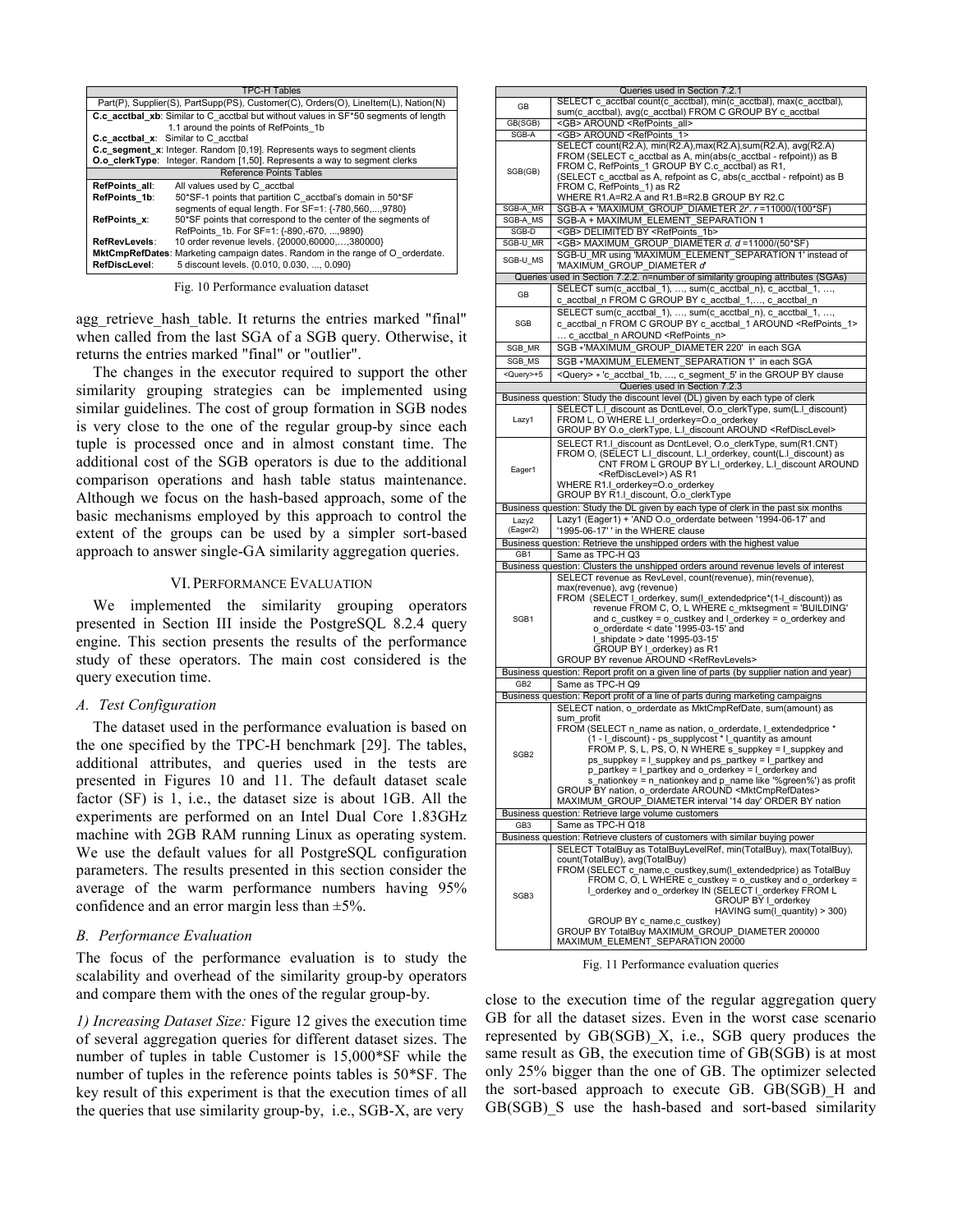| TPC-H Tables | |
|---|---|
| Part(P), Supplier(S), PartSupp(PS), Customer(C), Orders(O), LineItem(L), Nation(N) | |
| **C.c_acctbal_xb**: Similar to C_acctbal but without values in SF*50 segments of length 1.1 around the points of RefPoints_1b | |
| **C.c_acctbal_x**: Similar to C_acctbal | |
| **C.c_segment_x**: Integer. Random [0,19]. Represents ways to segment clients | |
| **O.o_clerkType**: Integer. Random [1,50]. Represents a way to segment clerks | |
| Reference Points Tables | |
| **RefPoints_all**: | All values used by C_acctbal |
| **RefPoints_1b**: | 50*SF-1 points that partition C_acctbal's domain in 50*SF segments of equal length. For SF=1: {-780,560,...,9780} |
| **RefPoints_x**: | 50*SF points that correspond to the center of the segments of RefPoints_1b. For SF=1: {-890,-670, ...,9890} |
| **RefRevLevels**: | 10 order revenue levels. {20000,60000,…,380000} |
| **MktCmpRefDates**: Marketing campaign dates. Random in the range of O_orderdate. | |
| **RefDiscLevel**: | 5 discount levels. {0.010, 0.030, ..., 0.090} |

Fig. 10 Performance evaluation dataset

| Queries used in Section 7.2.1 | |
|---|---|
| GB | SELECT c_acctbal count(c_acctbal), min(c_acctbal), max(c_acctbal), sum(c_acctbal), avg(c_acctbal) FROM C GROUP BY c_acctbal |
| GB(SGB) | <GB> AROUND <RefPoints_all> |
| SGB-A | <GB> AROUND <RefPoints_1> |
| SGB(GB) | SELECT count(R2.A), min(R2.A),max(R2.A),sum(R2.A), avg(R2.A) FROM (SELECT c_acctbal as A, min(abs(c_acctbal - refpoint)) as B FROM C, RefPoints_1 GROUP BY C.c_acctbal) as R1, (SELECT c_acctbal as A, refpoint as C, abs(c_acctbal - refpoint) as B FROM C, RefPoints_1) as R2 WHERE R1.A=R2.A and R1.B=R2.B GROUP BY R2.C |
| SGB-A_MR | SGB-A + 'MAXIMUM_GROUP_DIAMETER 2*r*'. *r* =11000/(100*SF) |
| SGB-A_MS | SGB-A + MAXIMUM_ELEMENT_SEPARATION 1 |
| SGB-D | <GB> DELIMITED BY <RefPoints_1b> |
| SGB-U_MR | <GB> MAXIMUM_GROUP_DIAMETER *d*. *d* =11000/(50*SF) |
| SGB-U_MS | SGB-U_MR using 'MAXIMUM_ELEMENT_SEPARATION 1' instead of 'MAXIMUM_GROUP_DIAMETER *d*' |
| Queries used in Section 7.2.2. n=number of similarity grouping attributes (SGAs) | |
| GB | SELECT sum(c_acctbal_1), …, sum(c_acctbal_n), c_acctbal_1, …, c_acctbal_n FROM C GROUP BY c_acctbal_1,…, c_acctbal_n |
| SGB | SELECT sum(c_acctbal_1), …, sum(c_acctbal_n), c_acctbal_1, …, c_acctbal_n FROM C GROUP BY c_acctbal_1 AROUND <RefPoints_1> … c_acctbal_n AROUND <RefPoints_n> |
| SGB_MR | SGB +'MAXIMUM_GROUP_DIAMETER 220' in each SGA |
| SGB_MS | SGB +'MAXIMUM_ELEMENT_SEPARATION 1' in each SGA |
| <Query>+5 | <Query> + 'c_acctbal_1b, …, c_segment_5' in the GROUP BY clause |
| Queries used in Section 7.2.3 | |
| Business question: Study the discount level (DL) given by each type of clerk | |
| Lazy1 | SELECT L.l_discount as DcntLevel, O.o_clerkType, sum(L.l_discount) FROM L, O WHERE L.l_orderkey=O.o_orderkey GROUP BY O.o_clerkType, L.l_discount AROUND <RefDiscLevel> |
| Eager1 | SELECT R1.l_discount as DcntLevel, O.o_clerkType, sum(R1.CNT) FROM O, (SELECT L.l_discount, L.l_orderkey, count(L.l_discount) as CNT FROM L GROUP BY L.l_orderkey, L.l_discount AROUND <RefDiscLevel>) AS R1 WHERE R1.l_orderkey=O.o_orderkey GROUP BY R1.l_discount, O.o_clerkType |
| Business question: Study the DL given by each type of clerk in the past six months | |
| Lazy2 (Eager2) | Lazy1 (Eager1) + 'AND O.o_orderdate between '1994-06-17' and '1995-06-17' ' in the WHERE clause |
| Business question: Retrieve the unshipped orders with the highest value | |
| GB1 | Same as TPC-H Q3 |
| Business question: Clusters the unshipped orders around revenue levels of interest | |
| SGB1 | SELECT revenue as RevLevel, count(revenue), min(revenue), max(revenue), avg (revenue) FROM (SELECT l_orderkey, sum(l_extendedprice*(1-l_discount)) as revenue FROM C, O, L WHERE c_mktsegment = 'BUILDING' and c_custkey = o_custkey and l_orderkey = o_orderkey and o_orderdate < date '1995-03-15' and l_shipdate > date '1995-03-15' GROUP BY l_orderkey) as R1 GROUP BY revenue AROUND <RefRevLevels> |
| Business question: Report profit on a given line of parts (by supplier nation and year) | |
| GB2 | Same as TPC-H Q9 |
| Business question: Report profit of a line of parts during marketing campaigns | |
| SGB2 | SELECT nation, o_orderdate as MktCmpRefDate, sum(amount) as sum_profit FROM (SELECT n_name as nation, o_orderdate, l_extendedprice * (1 - l_discount) - ps_supplycost * l_quantity as amount FROM P, S, L, PS, O, N WHERE s_suppkey = l_suppkey and ps_suppkey = l_suppkey and ps_partkey = l_partkey and p_partkey = l_partkey and o_orderkey = l_orderkey and s_nationkey = n_nationkey and p_name like '%green%') as profit GROUP BY nation, o_orderdate AROUND <MktCmpRefDates> MAXIMUM_GROUP_DIAMETER interval '14 day' ORDER BY nation |
| Business question: Retrieve large volume customers | |
| GB3 | Same as TPC-H Q18 |
| Business question: Retrieve clusters of customers with similar buying power | |
| SGB3 | SELECT TotalBuy as TotalBuyLevelRef, min(TotalBuy), max(TotalBuy), count(TotalBuy), avg(TotalBuy) FROM (SELECT c_name,c_custkey,sum(l_extendedprice) as TotalBuy FROM C, O, L WHERE c_custkey = o_custkey and o_orderkey = l_orderkey and o_orderkey IN (SELECT l_orderkey FROM L GROUP BY l_orderkey HAVING sum(l_quantity) > 300) GROUP BY c_name,c_custkey) GROUP BY TotalBuy MAXIMUM_GROUP_DIAMETER 200000 MAXIMUM_ELEMENT_SEPARATION 20000 |

Fig. 11 Performance evaluation queries

agg_retrieve_hash_table. It returns the entries marked "final" when called from the last SGA of a SGB query. Otherwise, it returns the entries marked "final" or "outlier".

The changes in the executor required to support the other similarity grouping strategies can be implemented using similar guidelines. The cost of group formation in SGB nodes is very close to the one of the regular group-by since each tuple is processed once and in almost constant time. The additional cost of the SGB operators is due to the additional comparison operations and hash table status maintenance. Although we focus on the hash-based approach, some of the basic mechanisms employed by this approach to control the extent of the groups can be used by a simpler sort-based approach to answer single-GA similarity aggregation queries.

## VI. Performance Evaluation

We implemented the similarity grouping operators presented in Section III inside the PostgreSQL 8.2.4 query engine. This section presents the results of the performance study of these operators. The main cost considered is the query execution time.

### *A. Test Configuration*

The dataset used in the performance evaluation is based on the one specified by the TPC-H benchmark [29]. The tables, additional attributes, and queries used in the tests are presented in Figures 10 and 11. The default dataset scale factor (SF) is 1, i.e., the dataset size is about 1GB. All the experiments are performed on an Intel Dual Core 1.83GHz machine with 2GB RAM running Linux as operating system. We use the default values for all PostgreSQL configuration parameters. The results presented in this section consider the average of the warm performance numbers having 95% confidence and an error margin less than ±5%.

### *B. Performance Evaluation*

The focus of the performance evaluation is to study the scalability and overhead of the similarity group-by operators and compare them with the ones of the regular group-by.

*1) Increasing Dataset Size:* Figure 12 gives the execution time of several aggregation queries for different dataset sizes. The number of tuples in table Customer is 15,000*SF while the number of tuples in the reference points tables is 50*SF. The key result of this experiment is that the execution times of all the queries that use similarity group-by, i.e., SGB-X, are very close to the execution time of the regular aggregation query GB for all the dataset sizes. Even in the worst case scenario represented by GB(SGB)_X, i.e., SGB query produces the same result as GB, the execution time of GB(SGB) is at most only 25% bigger than the one of GB. The optimizer selected the sort-based approach to execute GB. GB(SGB)_H and GB(SGB)_S use the hash-based and sort-based similarity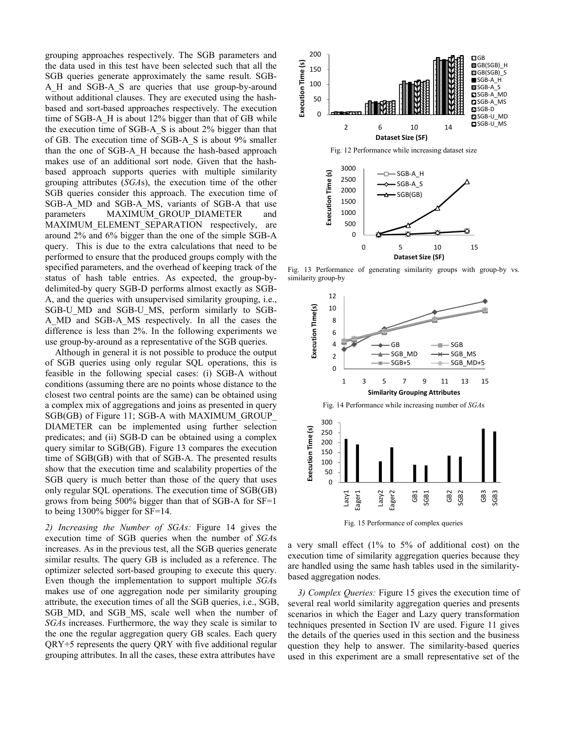grouping approaches respectively. The SGB parameters and the data used in this test have been selected such that all the SGB queries generate approximately the same result. SGB-A_H and SGB-A_S are queries that use group-by-around without additional clauses. They are executed using the hash-based and sort-based approaches respectively. The execution time of SGB-A_H is about 12% bigger than that of GB while the execution time of SGB-A_S is about 2% bigger than that of GB. The execution time of SGB-A_S is about 9% smaller than the one of SGB-A_H because the hash-based approach makes use of an additional sort node. Given that the hash-based approach supports queries with multiple similarity grouping attributes (*SGA*s), the execution time of the other SGB queries consider this approach. The execution time of SGB-A_MD and SGB-A_MS, variants of SGB-A that use parameters MAXIMUM_GROUP_DIAMETER and MAXIMUM_ELEMENT_SEPARATION respectively, are around 2% and 6% bigger than the one of the simple SGB-A query. This is due to the extra calculations that need to be performed to ensure that the produced groups comply with the specified parameters, and the overhead of keeping track of the status of hash table entries. As expected, the group-by-delimited-by query SGB-D performs almost exactly as SGB-A, and the queries with unsupervised similarity grouping, i.e., SGB-U_MD and SGB-U_MS, perform similarly to SGB-A_MD and SGB-A_MS respectively. In all the cases the difference is less than 2%. In the following experiments we use group-by-around as a representative of the SGB queries.

Although in general it is not possible to produce the output of SGB queries using only regular SQL operations, this is feasible in the following special cases: (i) SGB-A without conditions (assuming there are no points whose distance to the closest two central points are the same) can be obtained using a complex mix of aggregations and joins as presented in query SGB(GB) of Figure 11; SGB-A with MAXIMUM_GROUP_DIAMETER can be implemented using further selection predicates; and (ii) SGB-D can be obtained using a complex query similar to SGB(GB). Figure 13 compares the execution time of SGB(GB) with that of SGB-A. The presented results show that the execution time and scalability properties of the SGB query is much better than those of the query that uses only regular SQL operations. The execution time of SGB(GB) grows from being 500% bigger than that of SGB-A for SF=1 to being 1300% bigger for SF=14.

*2) Increasing the Number of SGAs:* Figure 14 gives the execution time of SGB queries when the number of *SGA*s increases. As in the previous test, all the SGB queries generate similar results. The query GB is included as a reference. The optimizer selected sort-based grouping to execute this query. Even though the implementation to support multiple *SGA*s makes use of one aggregation node per similarity grouping attribute, the execution times of all the SGB queries, i.e., SGB, SGB_MD, and SGB_MS, scale well when the number of *SGA*s increases. Furthermore, the way they scale is similar to the one the regular aggregation query GB scales. Each query QRY+5 represents the query QRY with five additional regular grouping attributes. In all the cases, these extra attributes have a very small effect (1% to 5% of additional cost) on the execution time of similarity aggregation queries because they are handled using the same hash tables used in the similarity-based aggregation nodes.

Fig. 12 Performance while increasing dataset size

Fig. 13 Performance of generating similarity groups with group-by vs. similarity group-by

Fig. 14 Performance while increasing number of *SGA*s

Fig. 15 Performance of complex queries

*3) Complex Queries:* Figure 15 gives the execution time of several real world similarity aggregation queries and presents scenarios in which the Eager and Lazy query transformation techniques presented in Section IV are used. Figure 11 gives the details of the queries used in this section and the business question they help to answer. The similarity-based queries used in this experiment are a small representative set of the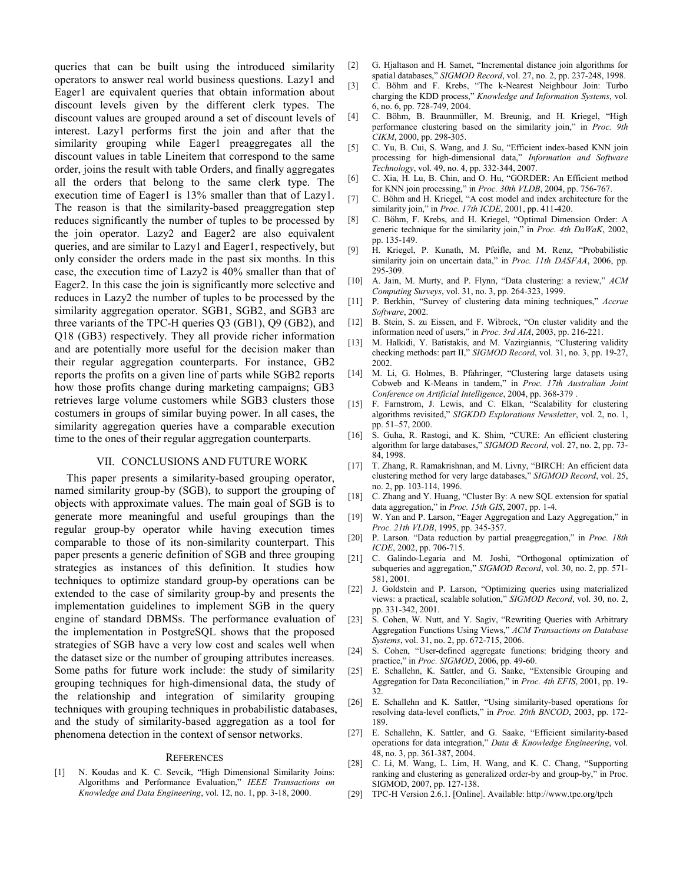queries that can be built using the introduced similarity operators to answer real world business questions. Lazy1 and Eager1 are equivalent queries that obtain information about discount levels given by the different clerk types. The discount values are grouped around a set of discount levels of interest. Lazy1 performs first the join and after that the similarity grouping while Eager1 preaggregates all the discount values in table Lineitem that correspond to the same order, joins the result with table Orders, and finally aggregates all the orders that belong to the same clerk type. The execution time of Eager1 is 13% smaller than that of Lazy1. The reason is that the similarity-based preaggregation step reduces significantly the number of tuples to be processed by the join operator. Lazy2 and Eager2 are also equivalent queries, and are similar to Lazy1 and Eager1, respectively, but only consider the orders made in the past six months. In this case, the execution time of Lazy2 is 40% smaller than that of Eager2. In this case the join is significantly more selective and reduces in Lazy2 the number of tuples to be processed by the similarity aggregation operator. SGB1, SGB2, and SGB3 are three variants of the TPC-H queries Q3 (GB1), Q9 (GB2), and Q18 (GB3) respectively. They all provide richer information and are potentially more useful for the decision maker than their regular aggregation counterparts. For instance, GB2 reports the profits on a given line of parts while SGB2 reports how those profits change during marketing campaigns; GB3 retrieves large volume customers while SGB3 clusters those costumers in groups of similar buying power. In all cases, the similarity aggregation queries have a comparable execution time to the ones of their regular aggregation counterparts.

## VII. Conclusions and Future Work

This paper presents a similarity-based grouping operator, named similarity group-by (SGB), to support the grouping of objects with approximate values. The main goal of SGB is to generate more meaningful and useful groupings than the regular group-by operator while having execution times comparable to those of its non-similarity counterpart. This paper presents a generic definition of SGB and three grouping strategies as instances of this definition. It studies how techniques to optimize standard group-by operations can be extended to the case of similarity group-by and presents the implementation guidelines to implement SGB in the query engine of standard DBMSs. The performance evaluation of the implementation in PostgreSQL shows that the proposed strategies of SGB have a very low cost and scales well when the dataset size or the number of grouping attributes increases. Some paths for future work include: the study of similarity grouping techniques for high-dimensional data, the study of the relationship and integration of similarity grouping techniques with grouping techniques in probabilistic databases, and the study of similarity-based aggregation as a tool for phenomena detection in the context of sensor networks.

## References

[1] N. Koudas and K. C. Sevcik, "High Dimensional Similarity Joins: Algorithms and Performance Evaluation," *IEEE Transactions on Knowledge and Data Engineering*, vol. 12, no. 1, pp. 3-18, 2000.

[2] G. Hjaltason and H. Samet, "Incremental distance join algorithms for spatial databases," *SIGMOD Record*, vol. 27, no. 2, pp. 237-248, 1998.

[3] C. Böhm and F. Krebs, "The k-Nearest Neighbour Join: Turbo charging the KDD process," *Knowledge and Information Systems*, vol. 6, no. 6, pp. 728-749, 2004.

[4] C. Böhm, B. Braunmüller, M. Breunig, and H. Kriegel, "High performance clustering based on the similarity join," in *Proc. 9th CIKM*, 2000, pp. 298-305.

[5] C. Yu, B. Cui, S. Wang, and J. Su, "Efficient index-based KNN join processing for high-dimensional data," *Information and Software Technology*, vol. 49, no. 4, pp. 332-344, 2007.

[6] C. Xia, H. Lu, B. Chin, and O. Hu, "GORDER: An Efficient method for KNN join processing," in *Proc. 30th VLDB*, 2004, pp. 756-767.

[7] C. Böhm and H. Kriegel, "A cost model and index architecture for the similarity join," in *Proc. 17th ICDE*, 2001, pp. 411-420.

[8] C. Böhm, F. Krebs, and H. Kriegel, "Optimal Dimension Order: A generic technique for the similarity join," in *Proc. 4th DaWaK*, 2002, pp. 135-149.

[9] H. Kriegel, P. Kunath, M. Pfeifle, and M. Renz, "Probabilistic similarity join on uncertain data," in *Proc. 11th DASFAA*, 2006, pp. 295-309.

[10] A. Jain, M. Murty, and P. Flynn, "Data clustering: a review," *ACM Computing Surveys*, vol. 31, no. 3, pp. 264-323, 1999.

[11] P. Berkhin, "Survey of clustering data mining techniques," *Accrue Software*, 2002.

[12] B. Stein, S. zu Eissen, and F. Wibrock, "On cluster validity and the information need of users," in *Proc. 3rd AIA*, 2003, pp. 216-221.

[13] M. Halkidi, Y. Batistakis, and M. Vazirgiannis, "Clustering validity checking methods: part II," *SIGMOD Record*, vol. 31, no. 3, pp. 19-27, 2002.

[14] M. Li, G. Holmes, B. Pfahringer, "Clustering large datasets using Cobweb and K-Means in tandem," in *Proc. 17th Australian Joint Conference on Artificial Intelligence*, 2004, pp. 368-379 .

[15] F. Farnstrom, J. Lewis, and C. Elkan, "Scalability for clustering algorithms revisited," *SIGKDD Explorations Newsletter*, vol. 2, no. 1, pp. 51–57, 2000.

[16] S. Guha, R. Rastogi, and K. Shim, "CURE: An efficient clustering algorithm for large databases," *SIGMOD Record*, vol. 27, no. 2, pp. 73-84, 1998.

[17] T. Zhang, R. Ramakrishnan, and M. Livny, "BIRCH: An efficient data clustering method for very large databases," *SIGMOD Record*, vol. 25, no. 2, pp. 103-114, 1996.

[18] C. Zhang and Y. Huang, "Cluster By: A new SQL extension for spatial data aggregation," in *Proc. 15th GIS*, 2007, pp. 1-4.

[19] W. Yan and P. Larson, "Eager Aggregation and Lazy Aggregation," in *Proc. 21th VLDB*, 1995, pp. 345-357.

[20] P. Larson. "Data reduction by partial preaggregation," in *Proc. 18th ICDE*, 2002, pp. 706-715.

[21] C. Galindo-Legaria and M. Joshi, "Orthogonal optimization of subqueries and aggregation," *SIGMOD Record*, vol. 30, no. 2, pp. 571-581, 2001.

[22] J. Goldstein and P. Larson, "Optimizing queries using materialized views: a practical, scalable solution," *SIGMOD Record*, vol. 30, no. 2, pp. 331-342, 2001.

[23] S. Cohen, W. Nutt, and Y. Sagiv, "Rewriting Queries with Arbitrary Aggregation Functions Using Views," *ACM Transactions on Database Systems*, vol. 31, no. 2, pp. 672-715, 2006.

[24] S. Cohen, "User-defined aggregate functions: bridging theory and practice," in *Proc. SIGMOD*, 2006, pp. 49-60.

[25] E. Schallehn, K. Sattler, and G. Saake, "Extensible Grouping and Aggregation for Data Reconciliation," in *Proc. 4th EFIS*, 2001, pp. 19-32.

[26] E. Schallehn and K. Sattler, "Using similarity-based operations for resolving data-level conflicts," in *Proc. 20th BNCOD*, 2003, pp. 172-189.

[27] E. Schallehn, K. Sattler, and G. Saake, "Efficient similarity-based operations for data integration," *Data & Knowledge Engineering*, vol. 48, no. 3, pp. 361-387, 2004.

[28] C. Li, M. Wang, L. Lim, H. Wang, and K. C. Chang, "Supporting ranking and clustering as generalized order-by and group-by," in Proc. SIGMOD, 2007, pp. 127-138.

[29] TPC-H Version 2.6.1. [Online]. Available: http://www.tpc.org/tpch